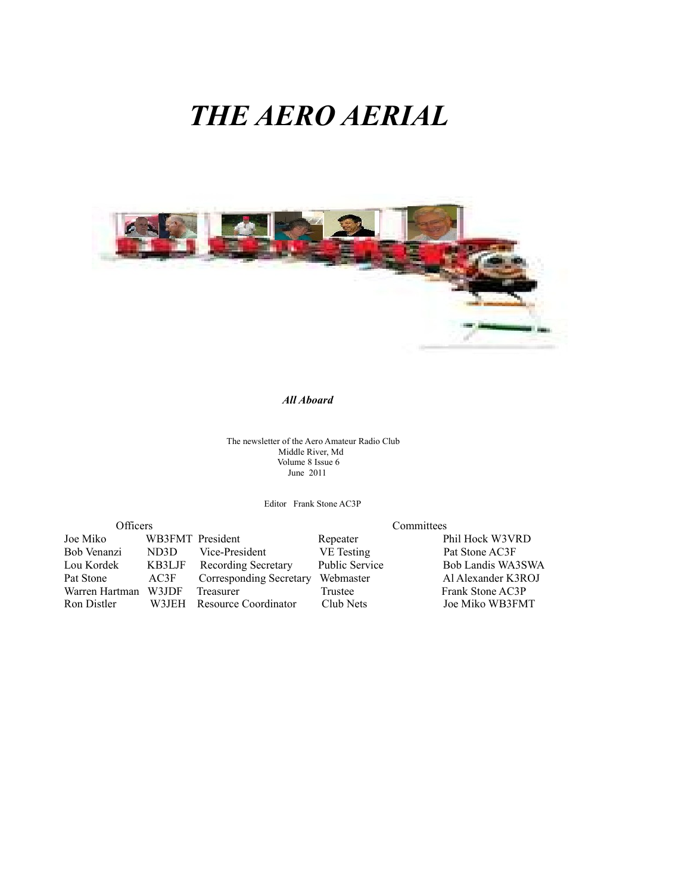# *THE AERO AERIAL*

***All Aboard***

The newsletter of the Aero Amateur Radio Club
Middle River, Md
Volume 8 Issue 6
June 2011

Editor Frank Stone AC3P

| Officers | | | Committees | |
|---|---|---|---|---|
| Joe Miko | WB3FMT | President | Repeater | Phil Hock W3VRD |
| Bob Venanzi | ND3D | Vice-President | VE Testing | Pat Stone AC3F |
| Lou Kordek | KB3LJF | Recording Secretary | Public Service | Bob Landis WA3SWA |
| Pat Stone | AC3F | Corresponding Secretary | Webmaster | Al Alexander K3ROJ |
| Warren Hartman | W3JDF | Treasurer | Trustee | Frank Stone AC3P |
| Ron Distler | W3JEH | Resource Coordinator | Club Nets | Joe Miko WB3FMT |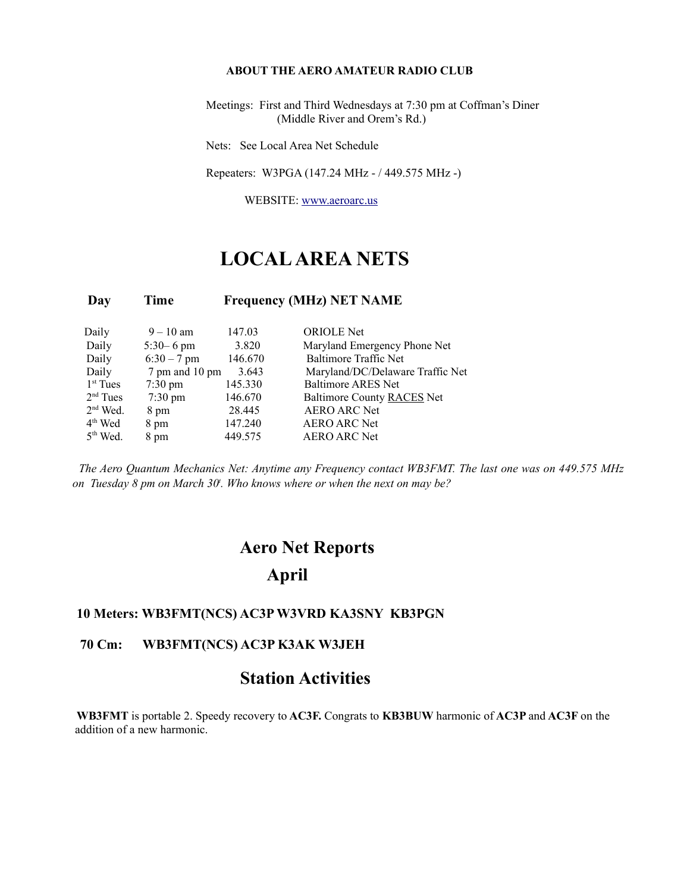**ABOUT THE AERO AMATEUR RADIO CLUB**

Meetings: First and Third Wednesdays at 7:30 pm at Coffman's Diner (Middle River and Orem's Rd.)

Nets: See Local Area Net Schedule

Repeaters: W3PGA (147.24 MHz - / 449.575 MHz -)

WEBSITE: www.aeroarc.us

# LOCAL AREA NETS

| Day | Time | Frequency (MHz) | NET NAME |
|---|---|---|---|
| Daily | 9 – 10 am | 147.03 | ORIOLE Net |
| Daily | 5:30– 6 pm | 3.820 | Maryland Emergency Phone Net |
| Daily | 6:30 – 7 pm | 146.670 | Baltimore Traffic Net |
| Daily | 7 pm and 10 pm | 3.643 | Maryland/DC/Delaware Traffic Net |
| 1st Tues | 7:30 pm | 145.330 | Baltimore ARES Net |
| 2nd Tues | 7:30 pm | 146.670 | Baltimore County RACES Net |
| 2nd Wed. | 8 pm | 28.445 | AERO ARC Net |
| 4th Wed | 8 pm | 147.240 | AERO ARC Net |
| 5th Wed. | 8 pm | 449.575 | AERO ARC Net |

*The Aero Quantum Mechanics Net: Anytime any Frequency contact WB3FMT. The last one was on 449.575 MHz on Tuesday 8 pm on March 30t. Who knows where or when the next on may be?*

## Aero Net Reports

## April

**10 Meters: WB3FMT(NCS) AC3P W3VRD KA3SNY KB3PGN**

**70 Cm: WB3FMT(NCS) AC3P K3AK W3JEH**

## Station Activities

**WB3FMT** is portable 2. Speedy recovery to **AC3F.** Congrats to **KB3BUW** harmonic of **AC3P** and **AC3F** on the addition of a new harmonic.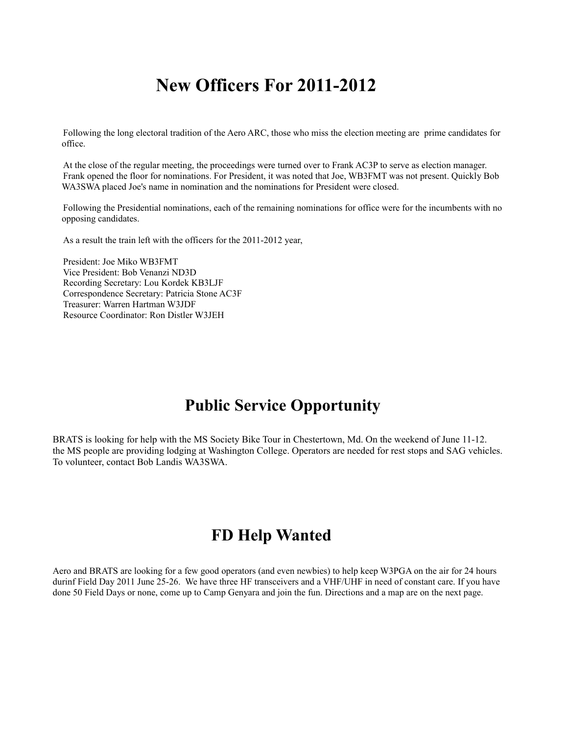# New Officers For 2011-2012

Following the long electoral tradition of the Aero ARC, those who miss the election meeting are prime candidates for office.

At the close of the regular meeting, the proceedings were turned over to Frank AC3P to serve as election manager. Frank opened the floor for nominations. For President, it was noted that Joe, WB3FMT was not present. Quickly Bob WA3SWA placed Joe's name in nomination and the nominations for President were closed.

Following the Presidential nominations, each of the remaining nominations for office were for the incumbents with no opposing candidates.

As a result the train left with the officers for the 2011-2012 year,

President: Joe Miko WB3FMT
Vice President: Bob Venanzi ND3D
Recording Secretary: Lou Kordek KB3LJF
Correspondence Secretary: Patricia Stone AC3F
Treasurer: Warren Hartman W3JDF
Resource Coordinator: Ron Distler W3JEH

# Public Service Opportunity

BRATS is looking for help with the MS Society Bike Tour in Chestertown, Md. On the weekend of June 11-12. the MS people are providing lodging at Washington College. Operators are needed for rest stops and SAG vehicles. To volunteer, contact Bob Landis WA3SWA.

# FD Help Wanted

Aero and BRATS are looking for a few good operators (and even newbies) to help keep W3PGA on the air for 24 hours durinf Field Day 2011 June 25-26. We have three HF transceivers and a VHF/UHF in need of constant care. If you have done 50 Field Days or none, come up to Camp Genyara and join the fun. Directions and a map are on the next page.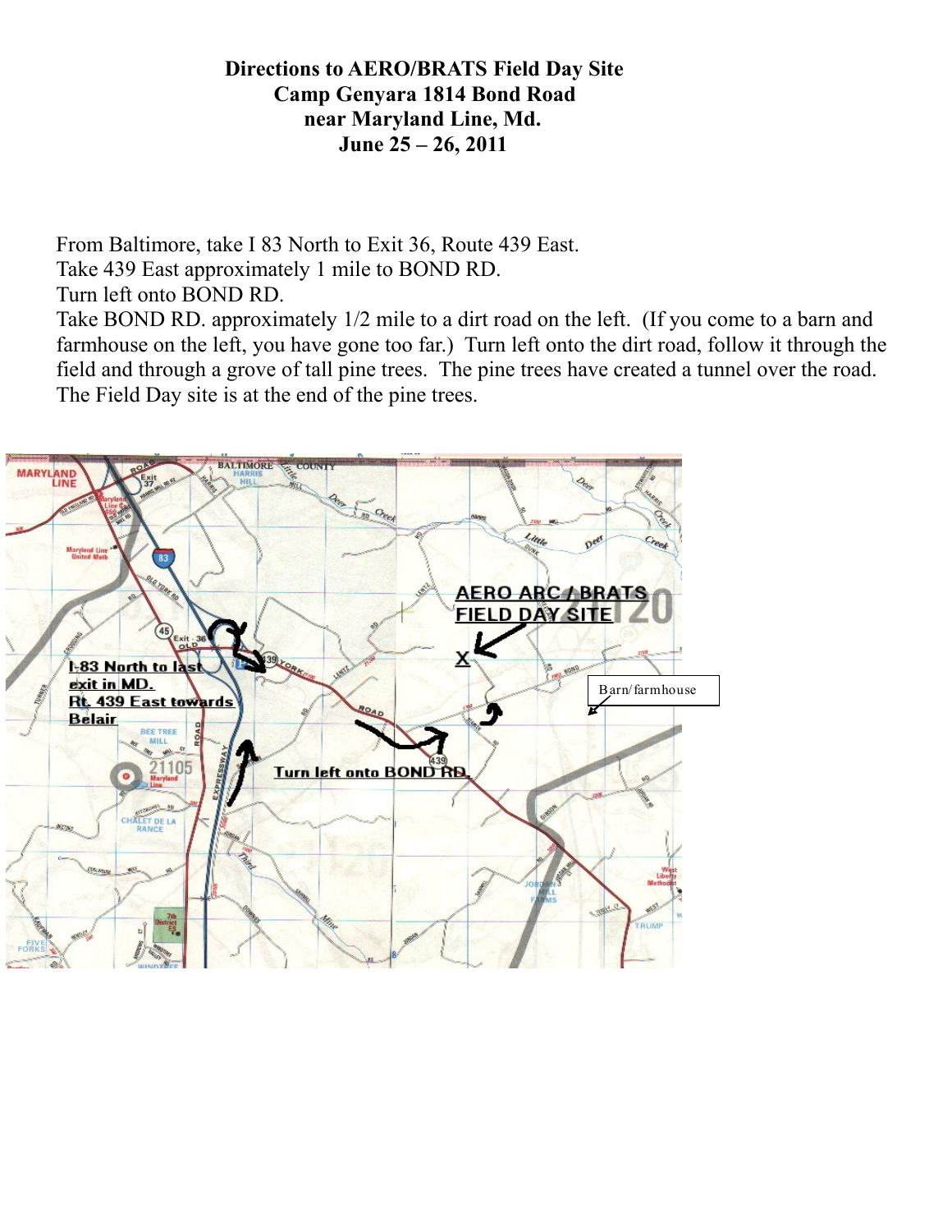# Directions to AERO/BRATS Field Day Site
## Camp Genyara 1814 Bond Road
## near Maryland Line, Md.
## June 25 – 26, 2011

From Baltimore, take I 83 North to Exit 36, Route 439 East.
Take 439 East approximately 1 mile to BOND RD.
Turn left onto BOND RD.
Take BOND RD. approximately 1/2 mile to a dirt road on the left. (If you come to a barn and farmhouse on the left, you have gone too far.) Turn left onto the dirt road, follow it through the field and through a grove of tall pine trees. The pine trees have created a tunnel over the road. The Field Day site is at the end of the pine trees.

AERO ARC / BRATS FIELD DAY SITE

I-83 North to last exit in MD.
Rt. 439 East towards Belair

Turn left onto BOND RD.

Barn/farmhouse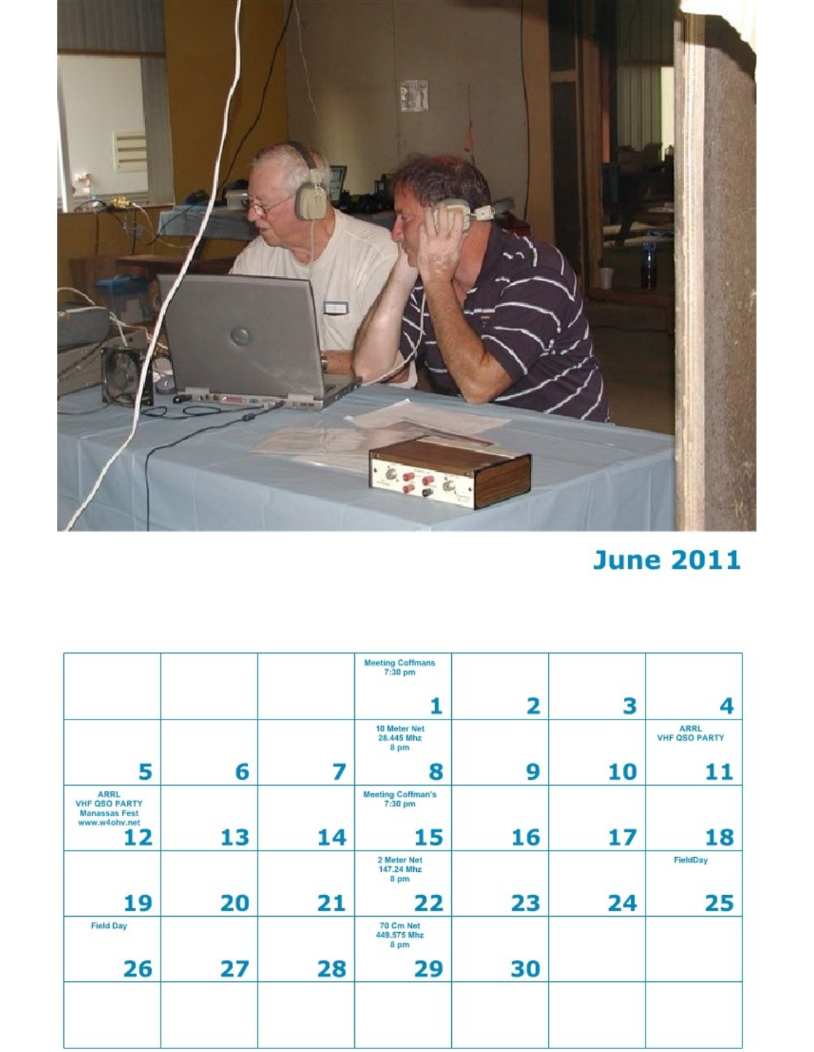## June 2011

| | | | | | | |
|---|---|---|---|---|---|---|
| | | | Meeting Coffmans 7:30 pm **1** | **2** | **3** | **4** |
| **5** | **6** | **7** | 10 Meter Net 28.445 Mhz 8 pm **8** | **9** | **10** | ARRL VHF QSO PARTY **11** |
| ARRL VHF QSO PARTY Manassas Fest www.w4ohv.net **12** | **13** | **14** | Meeting Coffman's 7:30 pm **15** | **16** | **17** | **18** |
| **19** | **20** | **21** | 2 Meter Net 147.24 Mhz 8 pm **22** | **23** | **24** | FieldDay **25** |
| Field Day **26** | **27** | **28** | 70 Cm Net 449.575 Mhz 8 pm **29** | **30** | | |
| | | | | | | |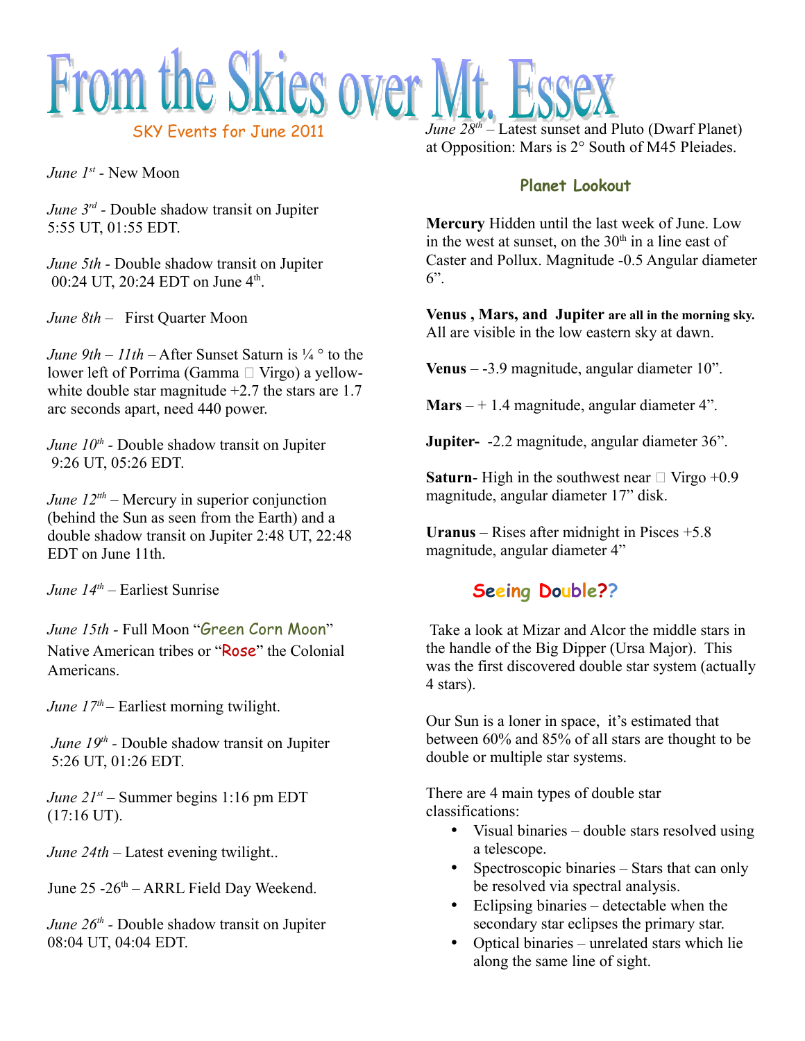# From the Skies over Mt. Essex

## SKY Events for June 2011

*June 1st* - New Moon

*June 3rd* - Double shadow transit on Jupiter 5:55 UT, 01:55 EDT.

*June 5th* - Double shadow transit on Jupiter 00:24 UT, 20:24 EDT on June 4th.

*June 8th* – First Quarter Moon

*June 9th – 11th* – After Sunset Saturn is ¼ ° to the lower left of Porrima (Gamma  Virgo) a yellow-white double star magnitude +2.7 the stars are 1.7 arc seconds apart, need 440 power.

*June 10th* - Double shadow transit on Jupiter 9:26 UT, 05:26 EDT.

*June 12th* – Mercury in superior conjunction (behind the Sun as seen from the Earth) and a double shadow transit on Jupiter 2:48 UT, 22:48 EDT on June 11th.

*June 14th* – Earliest Sunrise

*June 15th* - Full Moon "Green Corn Moon" Native American tribes or "Rose" the Colonial Americans.

*June 17th* – Earliest morning twilight.

*June 19th* - Double shadow transit on Jupiter 5:26 UT, 01:26 EDT.

*June 21st* – Summer begins 1:16 pm EDT (17:16 UT).

*June 24th* – Latest evening twilight..

June 25 -26th – ARRL Field Day Weekend.

*June 26th* - Double shadow transit on Jupiter 08:04 UT, 04:04 EDT.

*June 28th* – Latest sunset and Pluto (Dwarf Planet) at Opposition: Mars is 2° South of M45 Pleiades.

## Planet Lookout

**Mercury** Hidden until the last week of June. Low in the west at sunset, on the 30th in a line east of Caster and Pollux. Magnitude -0.5 Angular diameter 6".

**Venus , Mars, and Jupiter are all in the morning sky.** All are visible in the low eastern sky at dawn.

**Venus** – -3.9 magnitude, angular diameter 10".

**Mars** – + 1.4 magnitude, angular diameter 4".

**Jupiter-** -2.2 magnitude, angular diameter 36".

**Saturn**- High in the southwest near  Virgo +0.9 magnitude, angular diameter 17" disk.

**Uranus** – Rises after midnight in Pisces +5.8 magnitude, angular diameter 4"

## Seeing Double??

Take a look at Mizar and Alcor the middle stars in the handle of the Big Dipper (Ursa Major). This was the first discovered double star system (actually 4 stars).

Our Sun is a loner in space, it's estimated that between 60% and 85% of all stars are thought to be double or multiple star systems.

There are 4 main types of double star classifications:

- Visual binaries – double stars resolved using a telescope.
- Spectroscopic binaries – Stars that can only be resolved via spectral analysis.
- Eclipsing binaries – detectable when the secondary star eclipses the primary star.
- Optical binaries – unrelated stars which lie along the same line of sight.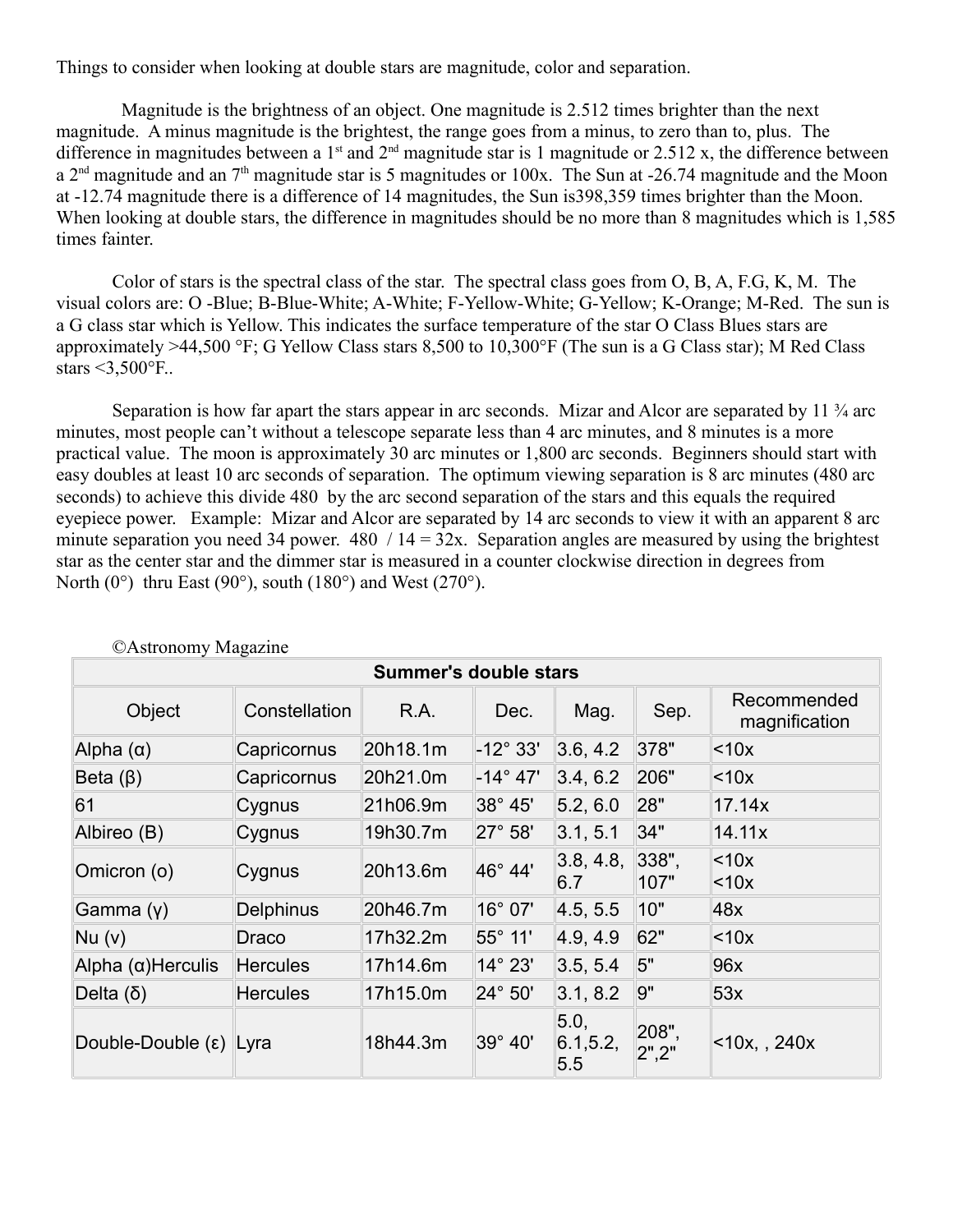Things to consider when looking at double stars are magnitude, color and separation.

Magnitude is the brightness of an object. One magnitude is 2.512 times brighter than the next magnitude. A minus magnitude is the brightest, the range goes from a minus, to zero than to, plus. The difference in magnitudes between a 1st and 2nd magnitude star is 1 magnitude or 2.512 x, the difference between a 2nd magnitude and an 7th magnitude star is 5 magnitudes or 100x. The Sun at -26.74 magnitude and the Moon at -12.74 magnitude there is a difference of 14 magnitudes, the Sun is398,359 times brighter than the Moon. When looking at double stars, the difference in magnitudes should be no more than 8 magnitudes which is 1,585 times fainter.

Color of stars is the spectral class of the star. The spectral class goes from O, B, A, F.G, K, M. The visual colors are: O -Blue; B-Blue-White; A-White; F-Yellow-White; G-Yellow; K-Orange; M-Red. The sun is a G class star which is Yellow. This indicates the surface temperature of the star O Class Blues stars are approximately >44,500 °F; G Yellow Class stars 8,500 to 10,300°F (The sun is a G Class star); M Red Class stars <3,500°F..

Separation is how far apart the stars appear in arc seconds. Mizar and Alcor are separated by 11 ¾ arc minutes, most people can't without a telescope separate less than 4 arc minutes, and 8 minutes is a more practical value. The moon is approximately 30 arc minutes or 1,800 arc seconds. Beginners should start with easy doubles at least 10 arc seconds of separation. The optimum viewing separation is 8 arc minutes (480 arc seconds) to achieve this divide 480 by the arc second separation of the stars and this equals the required eyepiece power. Example: Mizar and Alcor are separated by 14 arc seconds to view it with an apparent 8 arc minute separation you need 34 power. 480 / 14 = 32x. Separation angles are measured by using the brightest star as the center star and the dimmer star is measured in a counter clockwise direction in degrees from North (0°) thru East (90°), south (180°) and West (270°).

©Astronomy Magazine

| Summer's double stars | | | | | | |
|---|---|---|---|---|---|---|
| Object | Constellation | R.A. | Dec. | Mag. | Sep. | Recommended magnification |
| Alpha (α) | Capricornus | 20h18.1m | -12° 33' | 3.6, 4.2 | 378" | <10x |
| Beta (β) | Capricornus | 20h21.0m | -14° 47' | 3.4, 6.2 | 206" | <10x |
| 61 | Cygnus | 21h06.9m | 38° 45' | 5.2, 6.0 | 28" | 17.14x |
| Albireo (B) | Cygnus | 19h30.7m | 27° 58' | 3.1, 5.1 | 34" | 14.11x |
| Omicron (o) | Cygnus | 20h13.6m | 46° 44' | 3.8, 4.8, 6.7 | 338", 107" | <10x <10x |
| Gamma (γ) | Delphinus | 20h46.7m | 16° 07' | 4.5, 5.5 | 10" | 48x |
| Nu (ν) | Draco | 17h32.2m | 55° 11' | 4.9, 4.9 | 62" | <10x |
| Alpha (α)Herculis | Hercules | 17h14.6m | 14° 23' | 3.5, 5.4 | 5" | 96x |
| Delta (δ) | Hercules | 17h15.0m | 24° 50' | 3.1, 8.2 | 9" | 53x |
| Double-Double (ε) | Lyra | 18h44.3m | 39° 40' | 5.0, 6.1,5.2, 5.5 | 208", 2",2" | <10x, , 240x |